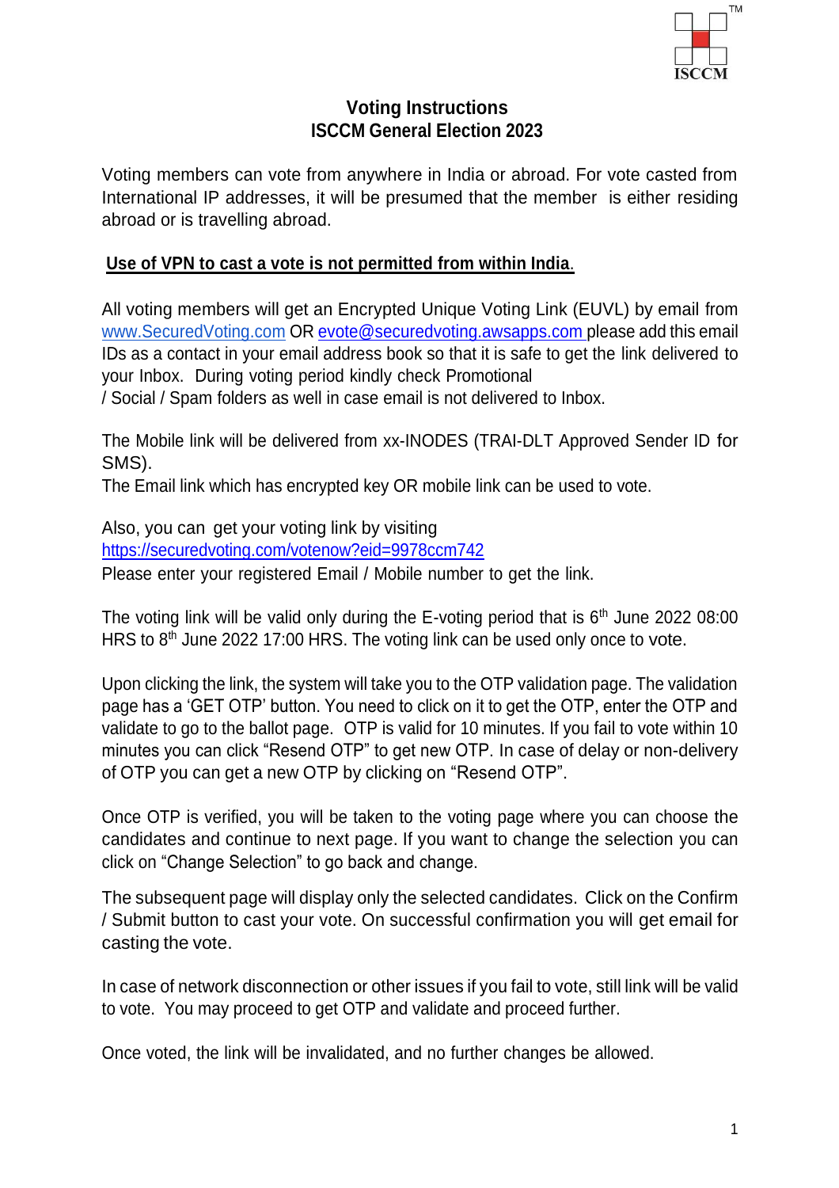# Voting Instructions
## ISCCM General Election 2023

Voting members can vote from anywhere in India or abroad. For vote casted from International IP addresses, it will be presumed that the member is either residing abroad or is travelling abroad.

**Use of VPN to cast a vote is not permitted from within India.**

All voting members will get an Encrypted Unique Voting Link (EUVL) by email from www.SecuredVoting.com OR evote@securedvoting.awsapps.com please add this email IDs as a contact in your email address book so that it is safe to get the link delivered to your Inbox. During voting period kindly check Promotional / Social / Spam folders as well in case email is not delivered to Inbox.

The Mobile link will be delivered from xx-INODES (TRAI-DLT Approved Sender ID for SMS).
The Email link which has encrypted key OR mobile link can be used to vote.

Also, you can get your voting link by visiting
https://securedvoting.com/votenow?eid=9978ccm742
Please enter your registered Email / Mobile number to get the link.

The voting link will be valid only during the E-voting period that is 6th June 2022 08:00 HRS to 8th June 2022 17:00 HRS. The voting link can be used only once to vote.

Upon clicking the link, the system will take you to the OTP validation page. The validation page has a 'GET OTP' button. You need to click on it to get the OTP, enter the OTP and validate to go to the ballot page. OTP is valid for 10 minutes. If you fail to vote within 10 minutes you can click "Resend OTP" to get new OTP. In case of delay or non-delivery of OTP you can get a new OTP by clicking on "Resend OTP".

Once OTP is verified, you will be taken to the voting page where you can choose the candidates and continue to next page. If you want to change the selection you can click on "Change Selection" to go back and change.

The subsequent page will display only the selected candidates. Click on the Confirm / Submit button to cast your vote. On successful confirmation you will get email for casting the vote.

In case of network disconnection or other issues if you fail to vote, still link will be valid to vote. You may proceed to get OTP and validate and proceed further.

Once voted, the link will be invalidated, and no further changes be allowed.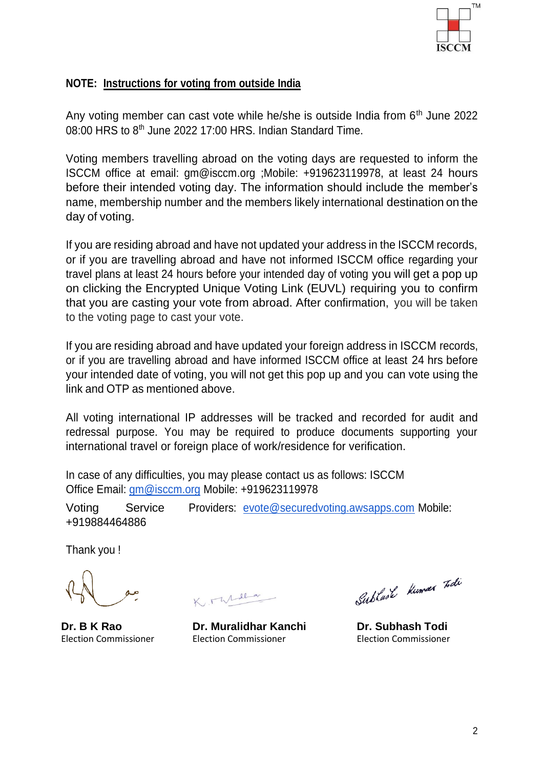**NOTE: Instructions for voting from outside India**

Any voting member can cast vote while he/she is outside India from 6th June 2022 08:00 HRS to 8th June 2022 17:00 HRS. Indian Standard Time.

Voting members travelling abroad on the voting days are requested to inform the ISCCM office at email: gm@isccm.org ;Mobile: +919623119978, at least 24 hours before their intended voting day. The information should include the member's name, membership number and the members likely international destination on the day of voting.

If you are residing abroad and have not updated your address in the ISCCM records, or if you are travelling abroad and have not informed ISCCM office regarding your travel plans at least 24 hours before your intended day of voting you will get a pop up on clicking the Encrypted Unique Voting Link (EUVL) requiring you to confirm that you are casting your vote from abroad. After confirmation, you will be taken to the voting page to cast your vote.

If you are residing abroad and have updated your foreign address in ISCCM records, or if you are travelling abroad and have informed ISCCM office at least 24 hrs before your intended date of voting, you will not get this pop up and you can vote using the link and OTP as mentioned above.

All voting international IP addresses will be tracked and recorded for audit and redressal purpose. You may be required to produce documents supporting your international travel or foreign place of work/residence for verification.

In case of any difficulties, you may please contact us as follows: ISCCM
Office Email: gm@isccm.org Mobile: +919623119978

Voting Service Providers: evote@securedvoting.awsapps.com Mobile: +919884464886

Thank you !

**Dr. B K Rao**
Election Commissioner

**Dr. Muralidhar Kanchi**
Election Commissioner

**Dr. Subhash Todi**
Election Commissioner